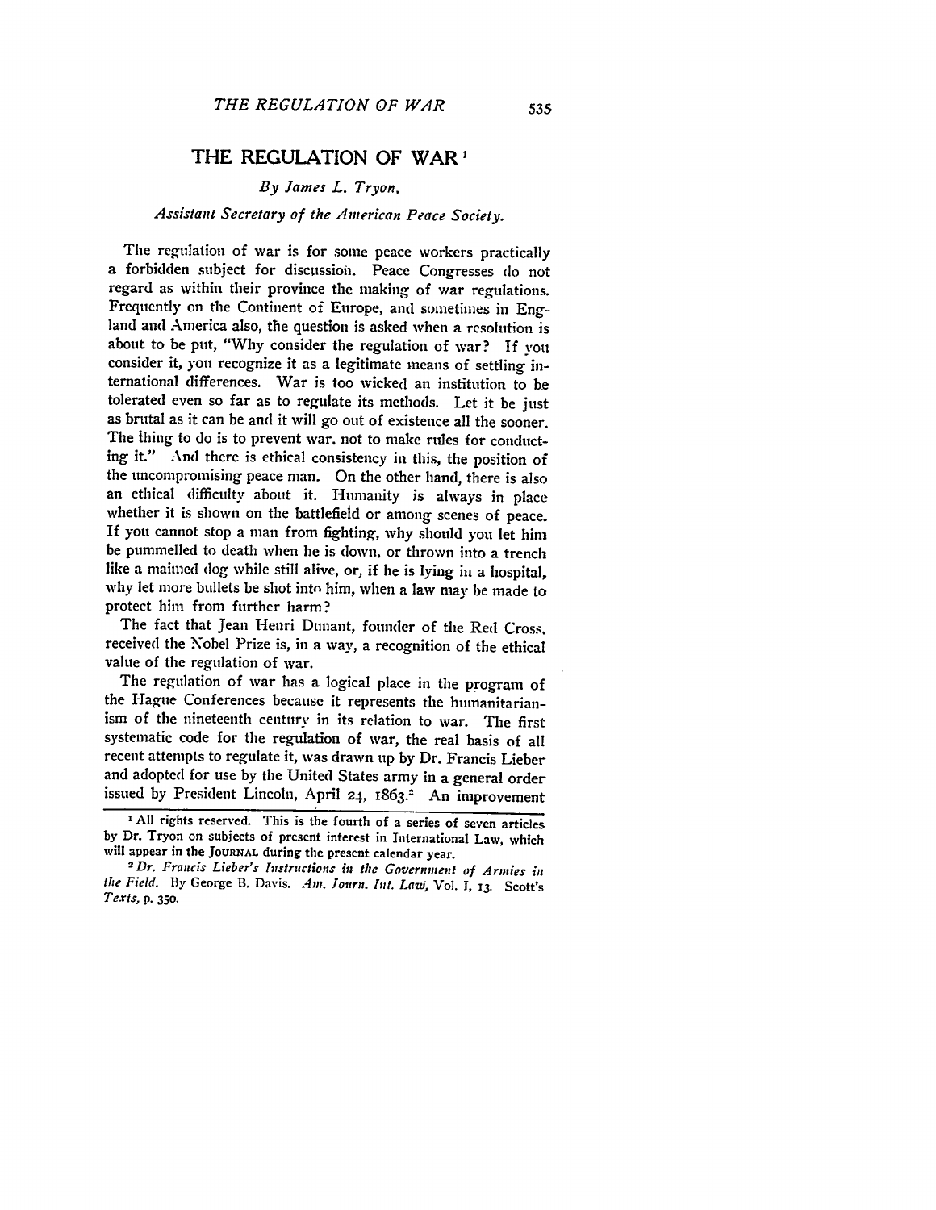# THE REGULATION OF WAR[1]

*By James L. Tryon,*

*Assistant Secretary of the American Peace Society.*

The regulation of war is for some peace workers practically a forbidden subject for discussion. Peace Congresses do not regard as within their province the making of war regulations. Frequently on the Continent of Europe, and sometimes in England and America also, the question is asked when a resolution is about to be put, "Why consider the regulation of war? If you consider it, you recognize it as a legitimate means of settling international differences. War is too wicked an institution to be tolerated even so far as to regulate its methods. Let it be just as brutal as it can be and it will go out of existence all the sooner. The thing to do is to prevent war, not to make rules for conducting it." And there is ethical consistency in this, the position of the uncompromising peace man. On the other hand, there is also an ethical difficulty about it. Humanity is always in place whether it is shown on the battlefield or among scenes of peace. If you cannot stop a man from fighting, why should you let him be pummelled to death when he is down, or thrown into a trench like a maimed dog while still alive, or, if he is lying in a hospital, why let more bullets be shot into him, when a law may be made to protect him from further harm?

The fact that Jean Henri Dunant, founder of the Red Cross, received the Nobel Prize is, in a way, a recognition of the ethical value of the regulation of war.

The regulation of war has a logical place in the program of the Hague Conferences because it represents the humanitarianism of the nineteenth century in its relation to war. The first systematic code for the regulation of war, the real basis of all recent attempts to regulate it, was drawn up by Dr. Francis Lieber and adopted for use by the United States army in a general order issued by President Lincoln, April 24, 1863.[2] An improvement

---

[1] All rights reserved. This is the fourth of a series of seven articles by Dr. Tryon on subjects of present interest in International Law, which will appear in the JOURNAL during the present calendar year.

[2] *Dr. Francis Lieber's Instructions in the Government of Armies in the Field.* By George B. Davis. *Am. Journ. Int. Law,* Vol. I, 13. Scott's *Texts,* p. 350.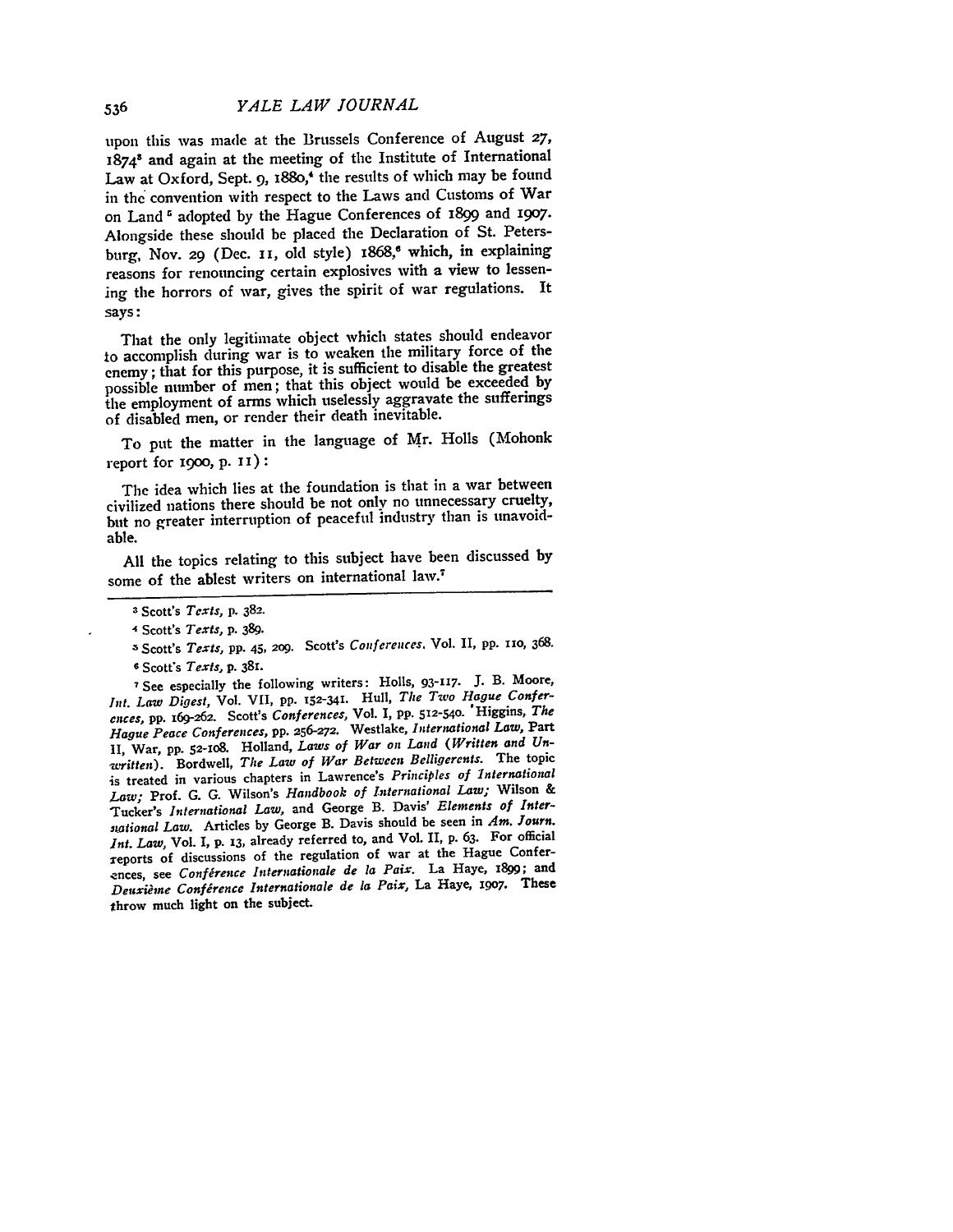upon this was made at the Brussels Conference of August 27, 1874[3] and again at the meeting of the Institute of International Law at Oxford, Sept. 9, 1880,[4] the results of which may be found in the convention with respect to the Laws and Customs of War on Land[5] adopted by the Hague Conferences of 1899 and 1907. Alongside these should be placed the Declaration of St. Petersburg, Nov. 29 (Dec. 11, old style) 1868,[6] which, in explaining reasons for renouncing certain explosives with a view to lessening the horrors of war, gives the spirit of war regulations. It says:

> That the only legitimate object which states should endeavor to accomplish during war is to weaken the military force of the enemy; that for this purpose, it is sufficient to disable the greatest possible number of men; that this object would be exceeded by the employment of arms which uselessly aggravate the sufferings of disabled men, or render their death inevitable.

To put the matter in the language of Mr. Holls (Mohonk report for 1900, p. 11):

> The idea which lies at the foundation is that in a war between civilized nations there should be not only no unnecessary cruelty, but no greater interruption of peaceful industry than is unavoidable.

All the topics relating to this subject have been discussed by some of the ablest writers on international law.[7]

---

[3] Scott's *Texts*, p. 382.

[4] Scott's *Texts*, p. 389.

[5] Scott's *Texts*, pp. 45, 209. Scott's *Conferences*, Vol. II, pp. 110, 368.

[6] Scott's *Texts*, p. 381.

[7] See especially the following writers: Holls, 93-117. J. B. Moore, *Int. Law Digest*, Vol. VII, pp. 152-341. Hull, *The Two Hague Conferences*, pp. 169-262. Scott's *Conferences*, Vol. I, pp. 512-540. Higgins, *The Hague Peace Conferences*, pp. 256-272. Westlake, *International Law*, Part II, War, pp. 52-108. Holland, *Laws of War on Land (Written and Unwritten)*. Bordwell, *The Law of War Between Belligerents*. The topic is treated in various chapters in Lawrence's *Principles of International Law;* Prof. G. G. Wilson's *Handbook of International Law;* Wilson & Tucker's *International Law*, and George B. Davis' *Elements of International Law*. Articles by George B. Davis should be seen in *Am. Journ. Int. Law*, Vol. I, p. 13, already referred to, and Vol. II, p. 63. For official reports of discussions of the regulation of war at the Hague Conferences, see *Conférence Internationale de la Paix*. La Haye, 1899; and *Deuxième Conférence Internationale de la Paix*, La Haye, 1907. These throw much light on the subject.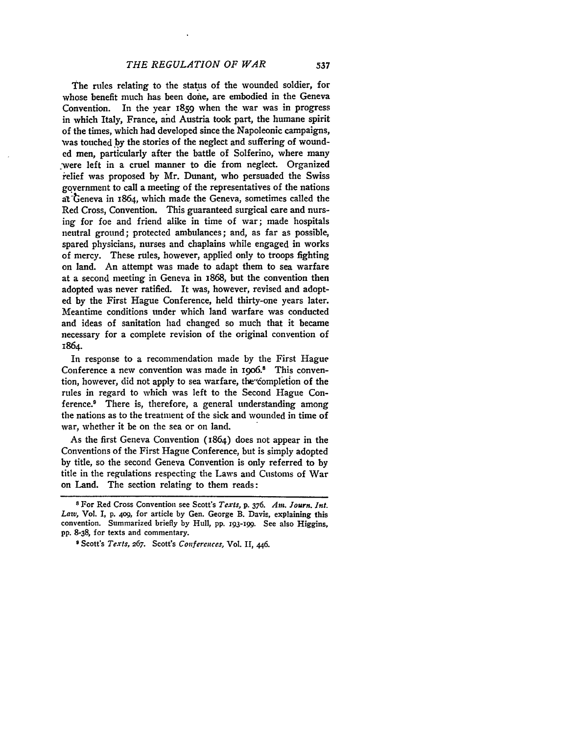The rules relating to the status of the wounded soldier, for whose benefit much has been done, are embodied in the Geneva Convention. In the year 1859 when the war was in progress in which Italy, France, and Austria took part, the humane spirit of the times, which had developed since the Napoleonic campaigns, was touched by the stories of the neglect and suffering of wounded men, particularly after the battle of Solferino, where many were left in a cruel manner to die from neglect. Organized relief was proposed by Mr. Dunant, who persuaded the Swiss government to call a meeting of the representatives of the nations at Geneva in 1864, which made the Geneva, sometimes called the Red Cross, Convention. This guaranteed surgical care and nursing for foe and friend alike in time of war; made hospitals neutral ground; protected ambulances; and, as far as possible, spared physicians, nurses and chaplains while engaged in works of mercy. These rules, however, applied only to troops fighting on land. An attempt was made to adapt them to sea warfare at a second meeting in Geneva in 1868, but the convention then adopted was never ratified. It was, however, revised and adopted by the First Hague Conference, held thirty-one years later. Meantime conditions under which land warfare was conducted and ideas of sanitation had changed so much that it became necessary for a complete revision of the original convention of 1864.

In response to a recommendation made by the First Hague Conference a new convention was made in 1906.[8] This convention, however, did not apply to sea warfare, the completion of the rules in regard to which was left to the Second Hague Conference.[9] There is, therefore, a general understanding among the nations as to the treatment of the sick and wounded in time of war, whether it be on the sea or on land.

As the first Geneva Convention (1864) does not appear in the Conventions of the First Hague Conference, but is simply adopted by title, so the second Geneva Convention is only referred to by title in the regulations respecting the Laws and Customs of War on Land. The section relating to them reads:

---

[8] For Red Cross Convention see Scott's *Texts*, p. 376. *Am. Journ. Int. Law*, Vol. I, p. 409, for article by Gen. George B. Davis, explaining this convention. Summarized briefly by Hull, pp. 193-199. See also Higgins, pp. 8-38, for texts and commentary.

[9] Scott's *Texts*, 267. Scott's *Conferences*, Vol. II, 446.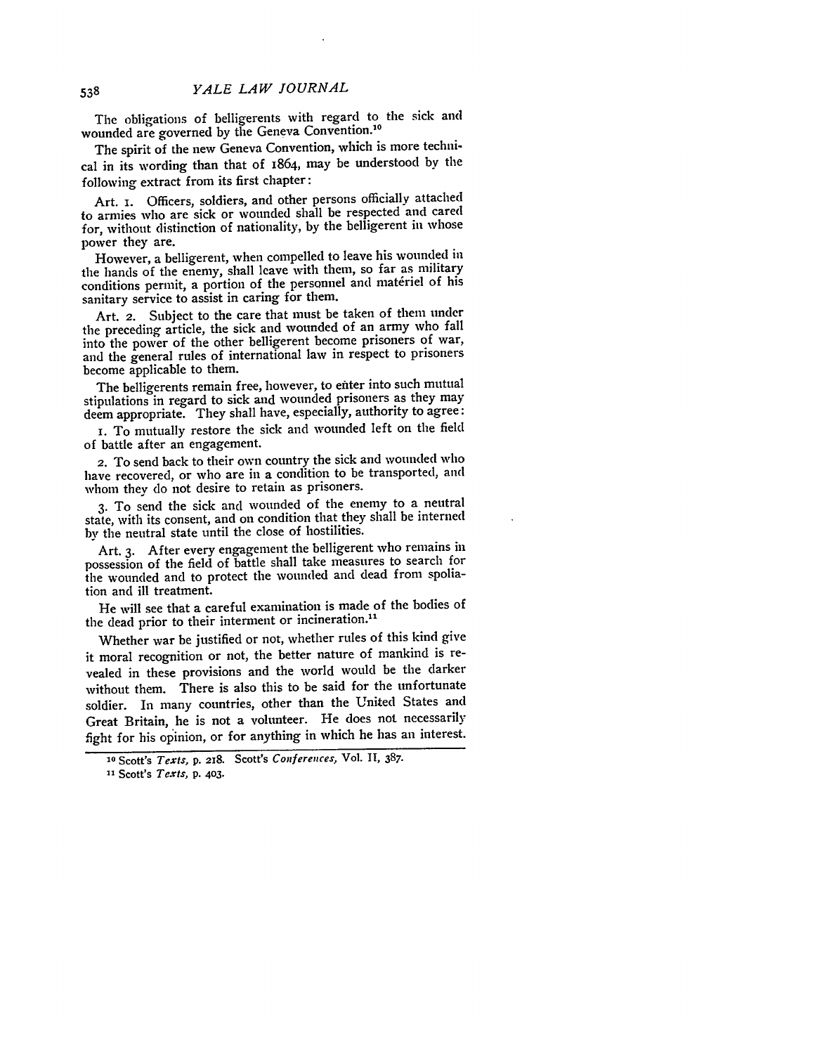The obligations of belligerents with regard to the sick and wounded are governed by the Geneva Convention.[10]

The spirit of the new Geneva Convention, which is more technical in its wording than that of 1864, may be understood by the following extract from its first chapter:

Art. 1. Officers, soldiers, and other persons officially attached to armies who are sick or wounded shall be respected and cared for, without distinction of nationality, by the belligerent in whose power they are.

However, a belligerent, when compelled to leave his wounded in the hands of the enemy, shall leave with them, so far as military conditions permit, a portion of the personnel and matériel of his sanitary service to assist in caring for them.

Art. 2. Subject to the care that must be taken of them under the preceding article, the sick and wounded of an army who fall into the power of the other belligerent become prisoners of war, and the general rules of international law in respect to prisoners become applicable to them.

The belligerents remain free, however, to enter into such mutual stipulations in regard to sick and wounded prisoners as they may deem appropriate. They shall have, especially, authority to agree:

1. To mutually restore the sick and wounded left on the field of battle after an engagement.

2. To send back to their own country the sick and wounded who have recovered, or who are in a condition to be transported, and whom they do not desire to retain as prisoners.

3. To send the sick and wounded of the enemy to a neutral state, with its consent, and on condition that they shall be interned by the neutral state until the close of hostilities.

Art. 3. After every engagement the belligerent who remains in possession of the field of battle shall take measures to search for the wounded and to protect the wounded and dead from spoliation and ill treatment.

He will see that a careful examination is made of the bodies of the dead prior to their interment or incineration.[11]

Whether war be justified or not, whether rules of this kind give it moral recognition or not, the better nature of mankind is revealed in these provisions and the world would be the darker without them. There is also this to be said for the unfortunate soldier. In many countries, other than the United States and Great Britain, he is not a volunteer. He does not necessarily fight for his opinion, or for anything in which he has an interest.

---

[10] Scott's *Texts*, p. 218. Scott's *Conferences*, Vol. II, 387.

[11] Scott's *Texts*, p. 403.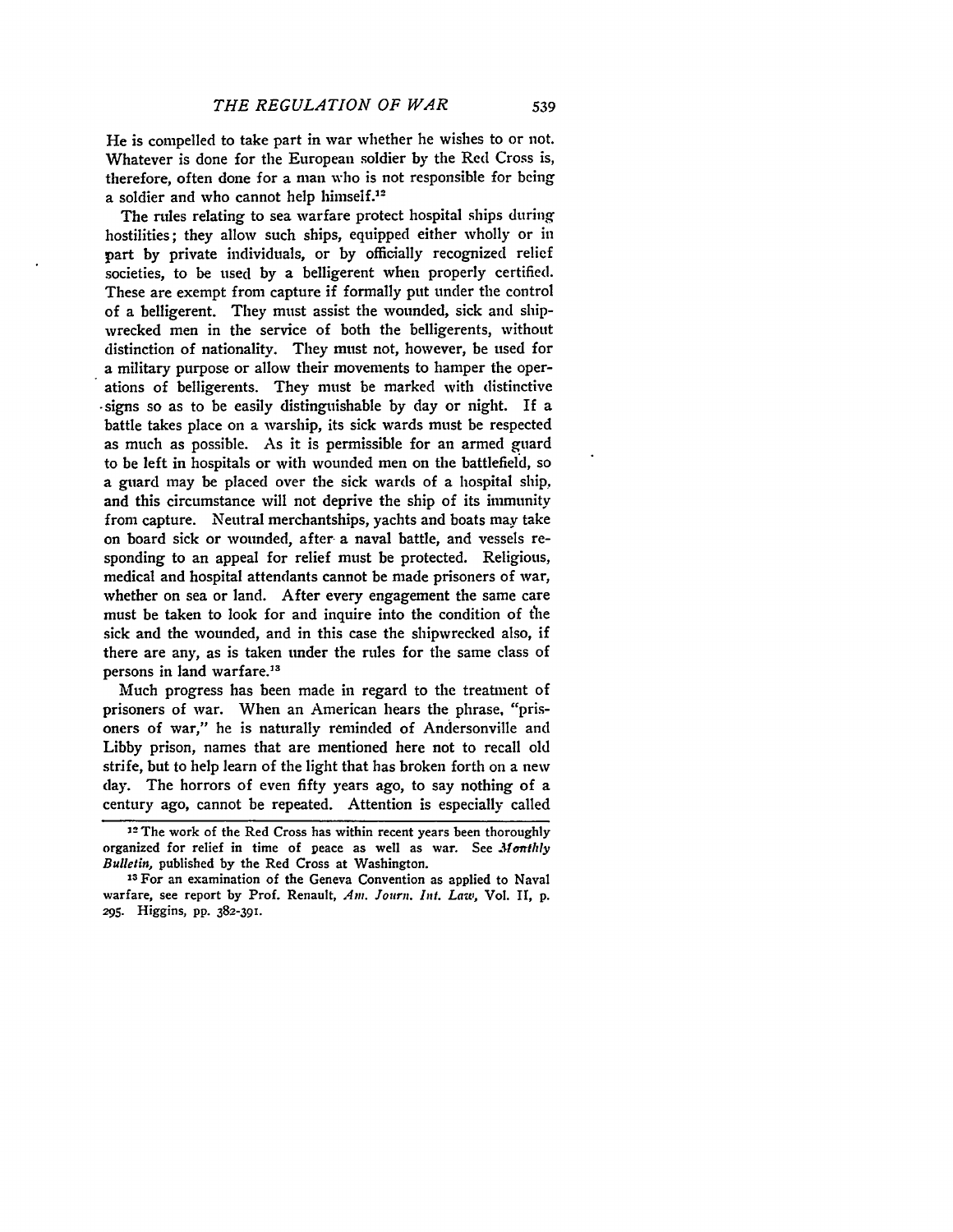He is compelled to take part in war whether he wishes to or not. Whatever is done for the European soldier by the Red Cross is, therefore, often done for a man who is not responsible for being a soldier and who cannot help himself.[12]

The rules relating to sea warfare protect hospital ships during hostilities; they allow such ships, equipped either wholly or in part by private individuals, or by officially recognized relief societies, to be used by a belligerent when properly certified. These are exempt from capture if formally put under the control of a belligerent. They must assist the wounded, sick and shipwrecked men in the service of both the belligerents, without distinction of nationality. They must not, however, be used for a military purpose or allow their movements to hamper the operations of belligerents. They must be marked with distinctive signs so as to be easily distinguishable by day or night. If a battle takes place on a warship, its sick wards must be respected as much as possible. As it is permissible for an armed guard to be left in hospitals or with wounded men on the battlefield, so a guard may be placed over the sick wards of a hospital ship, and this circumstance will not deprive the ship of its immunity from capture. Neutral merchantships, yachts and boats may take on board sick or wounded, after a naval battle, and vessels responding to an appeal for relief must be protected. Religious, medical and hospital attendants cannot be made prisoners of war, whether on sea or land. After every engagement the same care must be taken to look for and inquire into the condition of the sick and the wounded, and in this case the shipwrecked also, if there are any, as is taken under the rules for the same class of persons in land warfare.[13]

Much progress has been made in regard to the treatment of prisoners of war. When an American hears the phrase, "prisoners of war," he is naturally reminded of Andersonville and Libby prison, names that are mentioned here not to recall old strife, but to help learn of the light that has broken forth on a new day. The horrors of even fifty years ago, to say nothing of a century ago, cannot be repeated. Attention is especially called

---

[12] The work of the Red Cross has within recent years been thoroughly organized for relief in time of peace as well as war. See *Monthly Bulletin*, published by the Red Cross at Washington.

[13] For an examination of the Geneva Convention as applied to Naval warfare, see report by Prof. Renault, *Am. Journ. Int. Law*, Vol. II, p. 295. Higgins, pp. 382-391.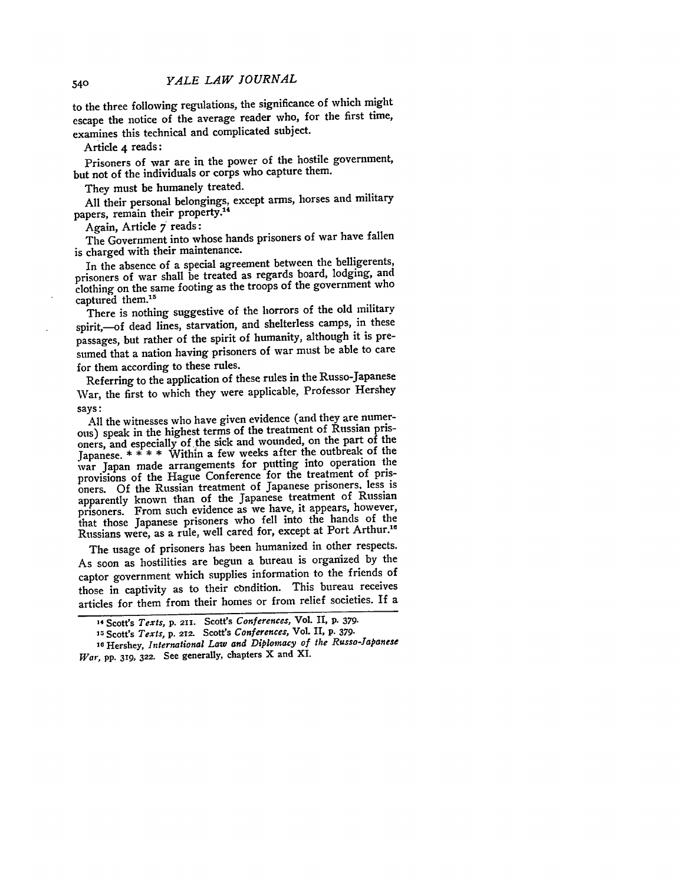to the three following regulations, the significance of which might escape the notice of the average reader who, for the first time, examines this technical and complicated subject.

Article 4 reads:

> Prisoners of war are in the power of the hostile government, but not of the individuals or corps who capture them.
>
> They must be humanely treated.
>
> All their personal belongings, except arms, horses and military papers, remain their property.[14]

Again, Article 7 reads:

> The Government into whose hands prisoners of war have fallen is charged with their maintenance.
>
> In the absence of a special agreement between the belligerents, prisoners of war shall be treated as regards board, lodging, and clothing on the same footing as the troops of the government who captured them.[15]

There is nothing suggestive of the horrors of the old military spirit,—of dead lines, starvation, and shelterless camps, in these passages, but rather of the spirit of humanity, although it is presumed that a nation having prisoners of war must be able to care for them according to these rules.

Referring to the application of these rules in the Russo-Japanese War, the first to which they were applicable, Professor Hershey says:

> All the witnesses who have given evidence (and they are numerous) speak in the highest terms of the treatment of Russian prisoners, and especially of the sick and wounded, on the part of the Japanese. * * * * Within a few weeks after the outbreak of the war Japan made arrangements for putting into operation the provisions of the Hague Conference for the treatment of prisoners. Of the Russian treatment of Japanese prisoners, less is apparently known than of the Japanese treatment of Russian prisoners. From such evidence as we have, it appears, however, that those Japanese prisoners who fell into the hands of the Russians were, as a rule, well cared for, except at Port Arthur.[16]

The usage of prisoners has been humanized in other respects. As soon as hostilities are begun a bureau is organized by the captor government which supplies information to the friends of those in captivity as to their condition. This bureau receives articles for them from their homes or from relief societies. If a

---

[14] Scott's *Texts*, p. 211. Scott's *Conferences*, Vol. II, p. 379.

[15] Scott's *Texts*, p. 212. Scott's *Conferences*, Vol. II, p. 379.

[16] Hershey, *International Law and Diplomacy of the Russo-Japanese War*, pp. 319, 322. See generally, chapters X and XI.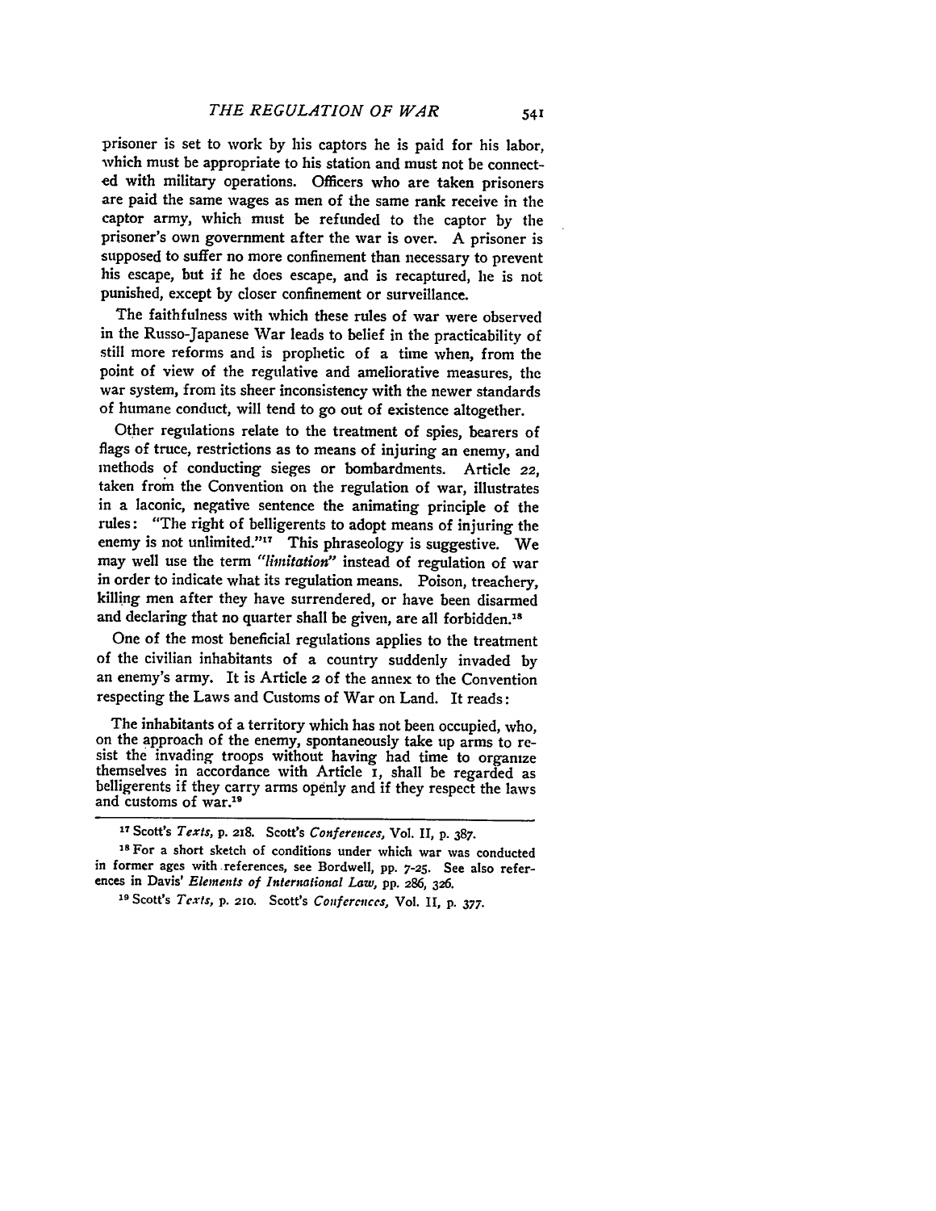prisoner is set to work by his captors he is paid for his labor, which must be appropriate to his station and must not be connected with military operations. Officers who are taken prisoners are paid the same wages as men of the same rank receive in the captor army, which must be refunded to the captor by the prisoner's own government after the war is over. A prisoner is supposed to suffer no more confinement than necessary to prevent his escape, but if he does escape, and is recaptured, he is not punished, except by closer confinement or surveillance.

The faithfulness with which these rules of war were observed in the Russo-Japanese War leads to belief in the practicability of still more reforms and is prophetic of a time when, from the point of view of the regulative and ameliorative measures, the war system, from its sheer inconsistency with the newer standards of humane conduct, will tend to go out of existence altogether.

Other regulations relate to the treatment of spies, bearers of flags of truce, restrictions as to means of injuring an enemy, and methods of conducting sieges or bombardments. Article 22, taken from the Convention on the regulation of war, illustrates in a laconic, negative sentence the animating principle of the rules: "The right of belligerents to adopt means of injuring the enemy is not unlimited."[17] This phraseology is suggestive. We may well use the term *"limitation"* instead of regulation of war in order to indicate what its regulation means. Poison, treachery, killing men after they have surrendered, or have been disarmed and declaring that no quarter shall be given, are all forbidden.[18]

One of the most beneficial regulations applies to the treatment of the civilian inhabitants of a country suddenly invaded by an enemy's army. It is Article 2 of the annex to the Convention respecting the Laws and Customs of War on Land. It reads:

> The inhabitants of a territory which has not been occupied, who, on the approach of the enemy, spontaneously take up arms to resist the invading troops without having had time to organize themselves in accordance with Article 1, shall be regarded as belligerents if they carry arms openly and if they respect the laws and customs of war.[19]

---

[17] Scott's *Texts*, p. 218. Scott's *Conferences*, Vol. II, p. 387.

[18] For a short sketch of conditions under which war was conducted in former ages with references, see Bordwell, pp. 7-25. See also references in Davis' *Elements of International Law*, pp. 286, 326.

[19] Scott's *Texts*, p. 210. Scott's *Conferences*, Vol. II, p. 377.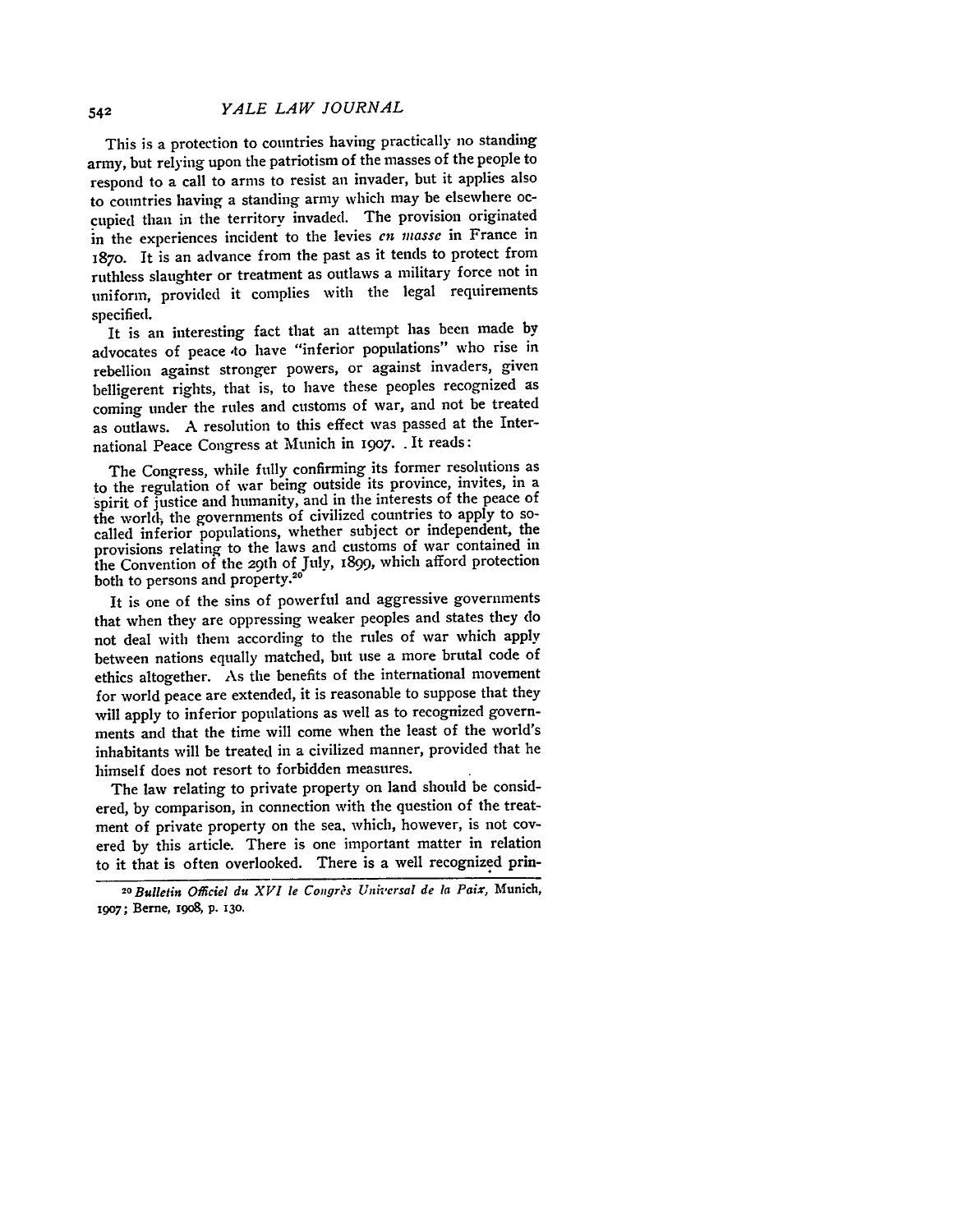This is a protection to countries having practically no standing army, but relying upon the patriotism of the masses of the people to respond to a call to arms to resist an invader, but it applies also to countries having a standing army which may be elsewhere occupied than in the territory invaded. The provision originated in the experiences incident to the levies *en masse* in France in 1870. It is an advance from the past as it tends to protect from ruthless slaughter or treatment as outlaws a military force not in uniform, provided it complies with the legal requirements specified.

It is an interesting fact that an attempt has been made by advocates of peace to have "inferior populations" who rise in rebellion against stronger powers, or against invaders, given belligerent rights, that is, to have these peoples recognized as coming under the rules and customs of war, and not be treated as outlaws. A resolution to this effect was passed at the International Peace Congress at Munich in 1907. It reads:

> The Congress, while fully confirming its former resolutions as to the regulation of war being outside its province, invites, in a spirit of justice and humanity, and in the interests of the peace of the world, the governments of civilized countries to apply to so-called inferior populations, whether subject or independent, the provisions relating to the laws and customs of war contained in the Convention of the 29th of July, 1899, which afford protection both to persons and property.[20]

It is one of the sins of powerful and aggressive governments that when they are oppressing weaker peoples and states they do not deal with them according to the rules of war which apply between nations equally matched, but use a more brutal code of ethics altogether. As the benefits of the international movement for world peace are extended, it is reasonable to suppose that they will apply to inferior populations as well as to recognized governments and that the time will come when the least of the world's inhabitants will be treated in a civilized manner, provided that he himself does not resort to forbidden measures.

The law relating to private property on land should be considered, by comparison, in connection with the question of the treatment of private property on the sea, which, however, is not covered by this article. There is one important matter in relation to it that is often overlooked. There is a well recognized prin-

---

[20] *Bulletin Officiel du XVI le Congrès Universal de la Paix*, Munich, 1907; Berne, 1908, p. 130.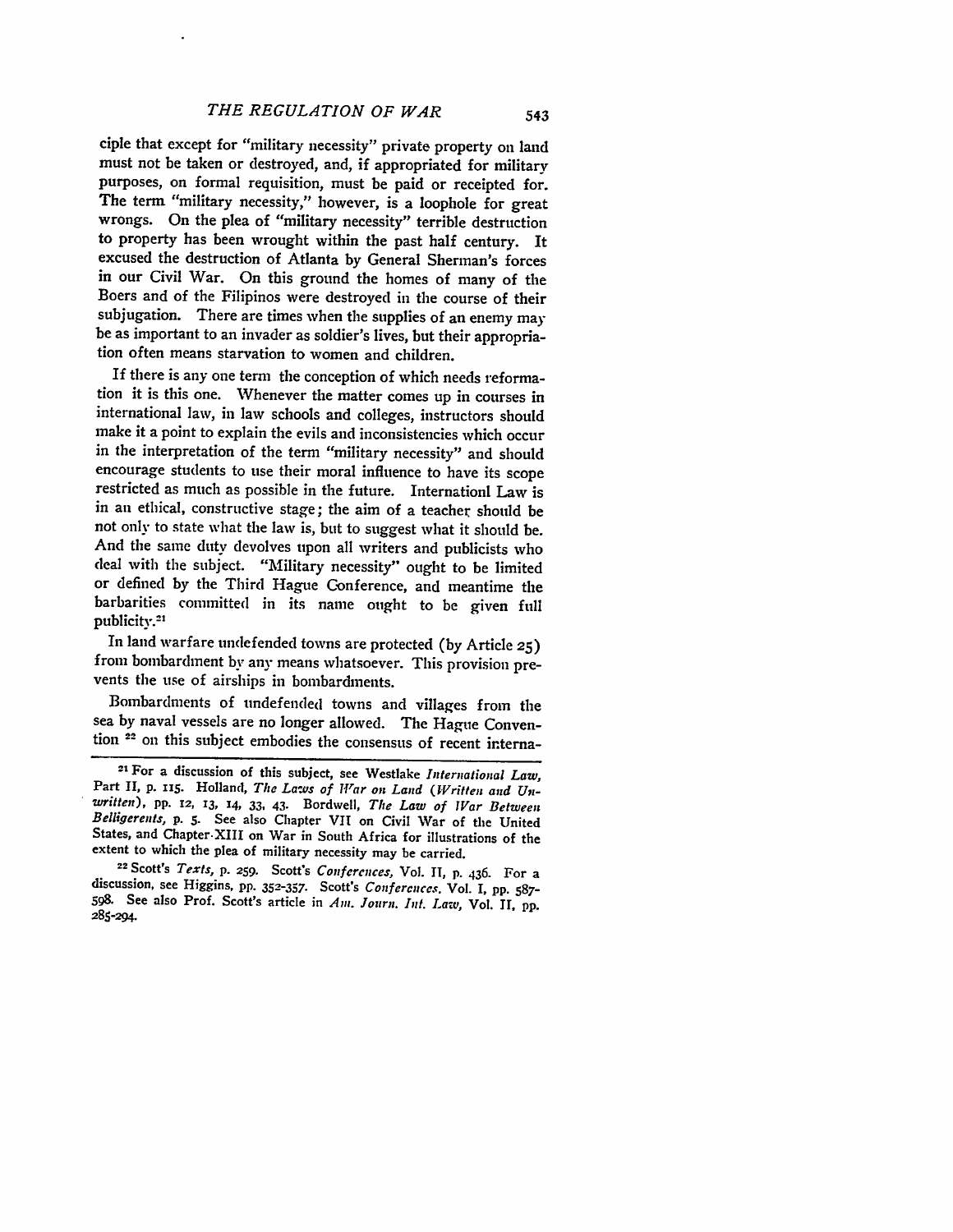ciple that except for "military necessity" private property on land must not be taken or destroyed, and, if appropriated for military purposes, on formal requisition, must be paid or receipted for. The term "military necessity," however, is a loophole for great wrongs. On the plea of "military necessity" terrible destruction to property has been wrought within the past half century. It excused the destruction of Atlanta by General Sherman's forces in our Civil War. On this ground the homes of many of the Boers and of the Filipinos were destroyed in the course of their subjugation. There are times when the supplies of an enemy may be as important to an invader as soldier's lives, but their appropriation often means starvation to women and children.

If there is any one term the conception of which needs reformation it is this one. Whenever the matter comes up in courses in international law, in law schools and colleges, instructors should make it a point to explain the evils and inconsistencies which occur in the interpretation of the term "military necessity" and should encourage students to use their moral influence to have its scope restricted as much as possible in the future. Internationl Law is in an ethical, constructive stage; the aim of a teacher should be not only to state what the law is, but to suggest what it should be. And the same duty devolves upon all writers and publicists who deal with the subject. "Military necessity" ought to be limited or defined by the Third Hague Conference, and meantime the barbarities committed in its name ought to be given full publicity.[21]

In land warfare undefended towns are protected (by Article 25) from bombardment by any means whatsoever. This provision prevents the use of airships in bombardments.

Bombardments of undefended towns and villages from the sea by naval vessels are no longer allowed. The Hague Convention [22] on this subject embodies the consensus of recent interna-

---

[21] For a discussion of this subject, see Westlake *International Law*, Part II, p. 115. Holland, *The Laws of War on Land (Written and Unwritten)*, pp. 12, 13, 14, 33, 43. Bordwell, *The Law of War Between Belligerents*, p. 5. See also Chapter VII on Civil War of the United States, and Chapter XIII on War in South Africa for illustrations of the extent to which the plea of military necessity may be carried.

[22] Scott's *Texts*, p. 259. Scott's *Conferences*, Vol. II, p. 436. For a discussion, see Higgins, pp. 352-357. Scott's *Conferences*. Vol. I, pp. 587-598. See also Prof. Scott's article in *Am. Journ. Int. Law*, Vol. II, pp. 285-294.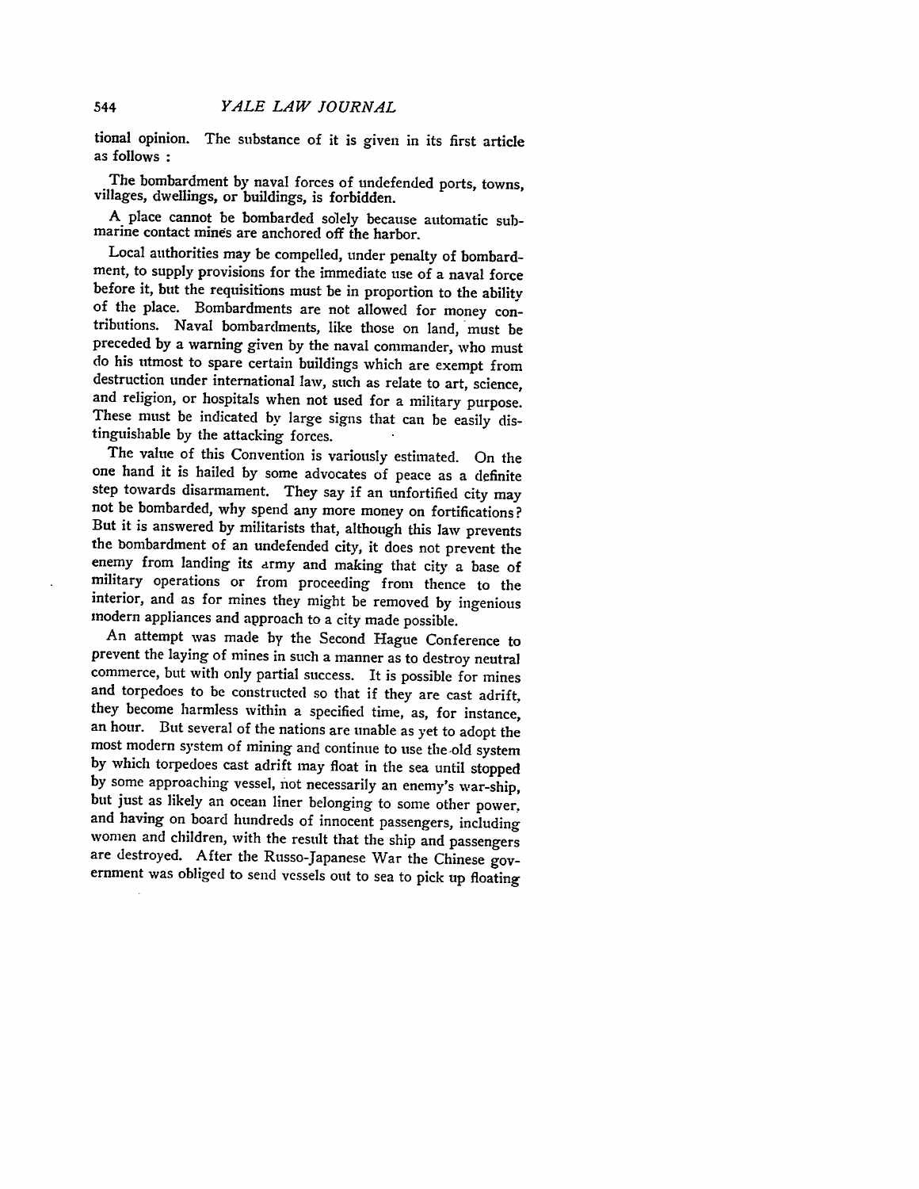tional opinion. The substance of it is given in its first article as follows :

> The bombardment by naval forces of undefended ports, towns, villages, dwellings, or buildings, is forbidden.
>
> A place cannot be bombarded solely because automatic submarine contact mines are anchored off the harbor.

Local authorities may be compelled, under penalty of bombardment, to supply provisions for the immediate use of a naval force before it, but the requisitions must be in proportion to the ability of the place. Bombardments are not allowed for money contributions. Naval bombardments, like those on land, must be preceded by a warning given by the naval commander, who must do his utmost to spare certain buildings which are exempt from destruction under international law, such as relate to art, science, and religion, or hospitals when not used for a military purpose. These must be indicated by large signs that can be easily distinguishable by the attacking forces.

The value of this Convention is variously estimated. On the one hand it is hailed by some advocates of peace as a definite step towards disarmament. They say if an unfortified city may not be bombarded, why spend any more money on fortifications? But it is answered by militarists that, although this law prevents the bombardment of an undefended city, it does not prevent the enemy from landing its army and making that city a base of military operations or from proceeding from thence to the interior, and as for mines they might be removed by ingenious modern appliances and approach to a city made possible.

An attempt was made by the Second Hague Conference to prevent the laying of mines in such a manner as to destroy neutral commerce, but with only partial success. It is possible for mines and torpedoes to be constructed so that if they are cast adrift, they become harmless within a specified time, as, for instance, an hour. But several of the nations are unable as yet to adopt the most modern system of mining and continue to use the old system by which torpedoes cast adrift may float in the sea until stopped by some approaching vessel, not necessarily an enemy's war-ship, but just as likely an ocean liner belonging to some other power, and having on board hundreds of innocent passengers, including women and children, with the result that the ship and passengers are destroyed. After the Russo-Japanese War the Chinese government was obliged to send vessels out to sea to pick up floating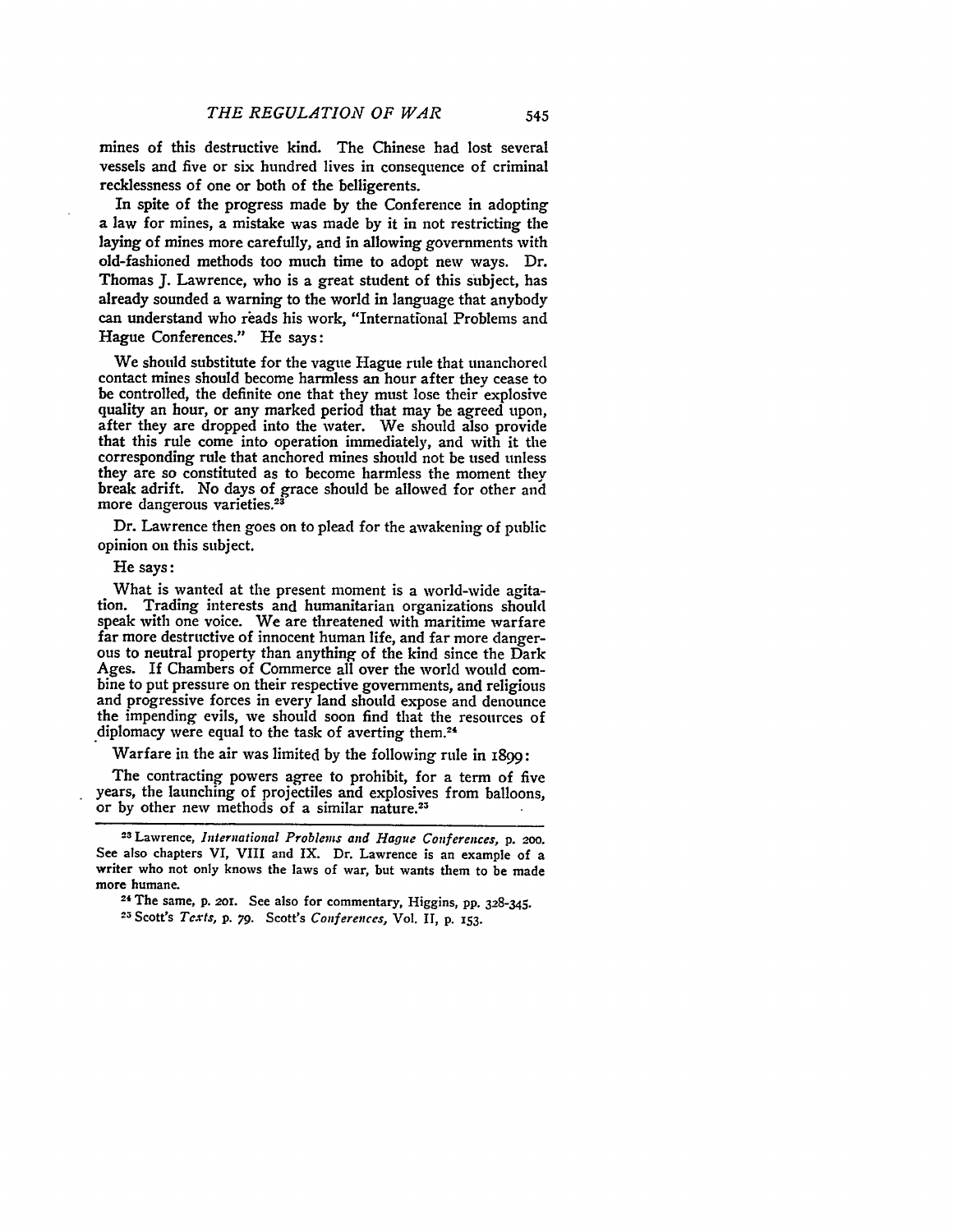mines of this destructive kind. The Chinese had lost several vessels and five or six hundred lives in consequence of criminal recklessness of one or both of the belligerents.

In spite of the progress made by the Conference in adopting a law for mines, a mistake was made by it in not restricting the laying of mines more carefully, and in allowing governments with old-fashioned methods too much time to adopt new ways. Dr. Thomas J. Lawrence, who is a great student of this subject, has already sounded a warning to the world in language that anybody can understand who reads his work, "International Problems and Hague Conferences." He says:

> We should substitute for the vague Hague rule that unanchored contact mines should become harmless an hour after they cease to be controlled, the definite one that they must lose their explosive quality an hour, or any marked period that may be agreed upon, after they are dropped into the water. We should also provide that this rule come into operation immediately, and with it the corresponding rule that anchored mines should not be used unless they are so constituted as to become harmless the moment they break adrift. No days of grace should be allowed for other and more dangerous varieties.[23]

Dr. Lawrence then goes on to plead for the awakening of public opinion on this subject.

He says:

> What is wanted at the present moment is a world-wide agitation. Trading interests and humanitarian organizations should speak with one voice. We are threatened with maritime warfare far more destructive of innocent human life, and far more dangerous to neutral property than anything of the kind since the Dark Ages. If Chambers of Commerce all over the world would combine to put pressure on their respective governments, and religious and progressive forces in every land should expose and denounce the impending evils, we should soon find that the resources of diplomacy were equal to the task of averting them.[24]

Warfare in the air was limited by the following rule in 1899:

> The contracting powers agree to prohibit, for a term of five years, the launching of projectiles and explosives from balloons, or by other new methods of a similar nature.[25]

---

[23] Lawrence, *International Problems and Hague Conferences*, p. 200. See also chapters VI, VIII and IX. Dr. Lawrence is an example of a writer who not only knows the laws of war, but wants them to be made more humane.

[24] The same, p. 201. See also for commentary, Higgins, pp. 328-345.

[25] Scott's *Texts*, p. 79. Scott's *Conferences*, Vol. II, p. 153.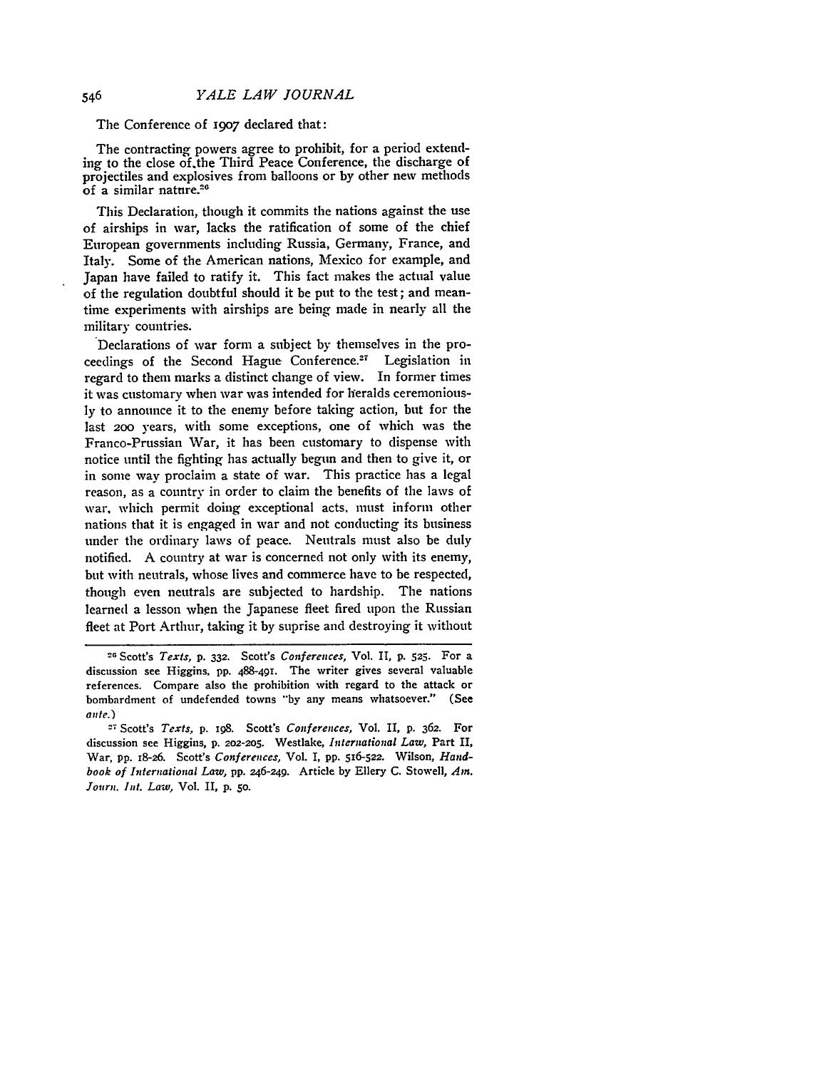The Conference of 1907 declared that:

> The contracting powers agree to prohibit, for a period extending to the close of the Third Peace Conference, the discharge of projectiles and explosives from balloons or by other new methods of a similar nature.[26]

This Declaration, though it commits the nations against the use of airships in war, lacks the ratification of some of the chief European governments including Russia, Germany, France, and Italy. Some of the American nations, Mexico for example, and Japan have failed to ratify it. This fact makes the actual value of the regulation doubtful should it be put to the test; and meantime experiments with airships are being made in nearly all the military countries.

Declarations of war form a subject by themselves in the proceedings of the Second Hague Conference.[27] Legislation in regard to them marks a distinct change of view. In former times it was customary when war was intended for heralds ceremoniously to announce it to the enemy before taking action, but for the last 200 years, with some exceptions, one of which was the Franco-Prussian War, it has been customary to dispense with notice until the fighting has actually begun and then to give it, or in some way proclaim a state of war. This practice has a legal reason, as a country in order to claim the benefits of the laws of war, which permit doing exceptional acts, must inform other nations that it is engaged in war and not conducting its business under the ordinary laws of peace. Neutrals must also be duly notified. A country at war is concerned not only with its enemy, but with neutrals, whose lives and commerce have to be respected, though even neutrals are subjected to hardship. The nations learned a lesson when the Japanese fleet fired upon the Russian fleet at Port Arthur, taking it by suprise and destroying it without

---

[26] Scott's *Texts*, p. 332. Scott's *Conferences*, Vol. II, p. 525. For a discussion see Higgins, pp. 488-491. The writer gives several valuable references. Compare also the prohibition with regard to the attack or bombardment of undefended towns "by any means whatsoever." (See *ante*.)

[27] Scott's *Texts*, p. 198. Scott's *Conferences*, Vol. II, p. 362. For discussion see Higgins, p. 202-205. Westlake, *International Law*, Part II, War, pp. 18-26. Scott's *Conferences*, Vol. I, pp. 516-522. Wilson, *Handbook of International Law*, pp. 246-249. Article by Ellery C. Stowell, *Am. Journ. Int. Law*, Vol. II, p. 50.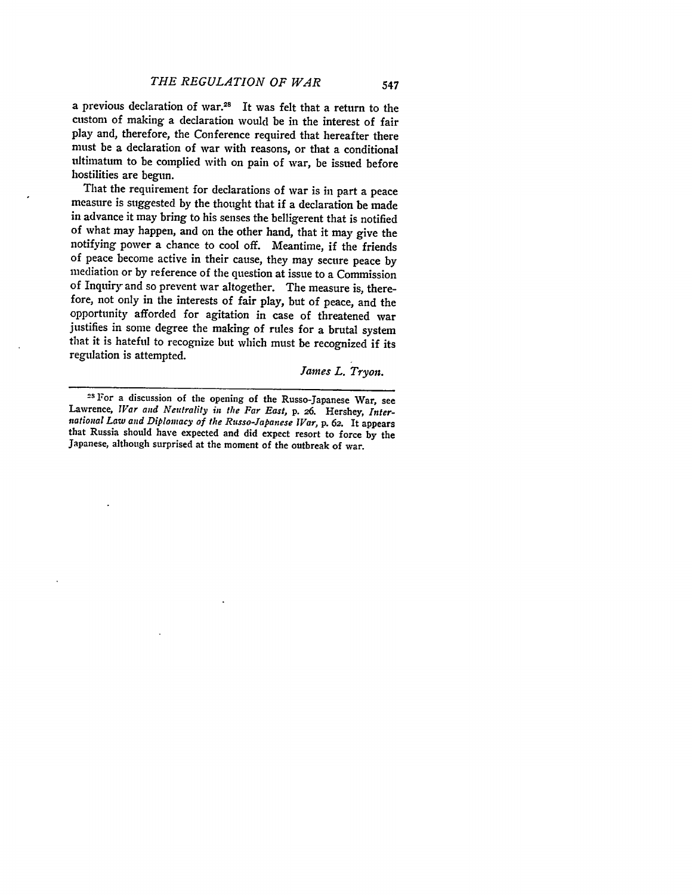a previous declaration of war.[28] It was felt that a return to the custom of making a declaration would be in the interest of fair play and, therefore, the Conference required that hereafter there must be a declaration of war with reasons, or that a conditional ultimatum to be complied with on pain of war, be issued before hostilities are begun.

That the requirement for declarations of war is in part a peace measure is suggested by the thought that if a declaration be made in advance it may bring to his senses the belligerent that is notified of what may happen, and on the other hand, that it may give the notifying power a chance to cool off. Meantime, if the friends of peace become active in their cause, they may secure peace by mediation or by reference of the question at issue to a Commission of Inquiry and so prevent war altogether. The measure is, therefore, not only in the interests of fair play, but of peace, and the opportunity afforded for agitation in case of threatened war justifies in some degree the making of rules for a brutal system that it is hateful to recognize but which must be recognized if its regulation is attempted.

*James L. Tryon.*

---

[28] For a discussion of the opening of the Russo-Japanese War, see Lawrence, *War and Neutrality in the Far East*, p. 26. Hershey, *International Law and Diplomacy of the Russo-Japanese War*, p. 62. It appears that Russia should have expected and did expect resort to force by the Japanese, although surprised at the moment of the outbreak of war.